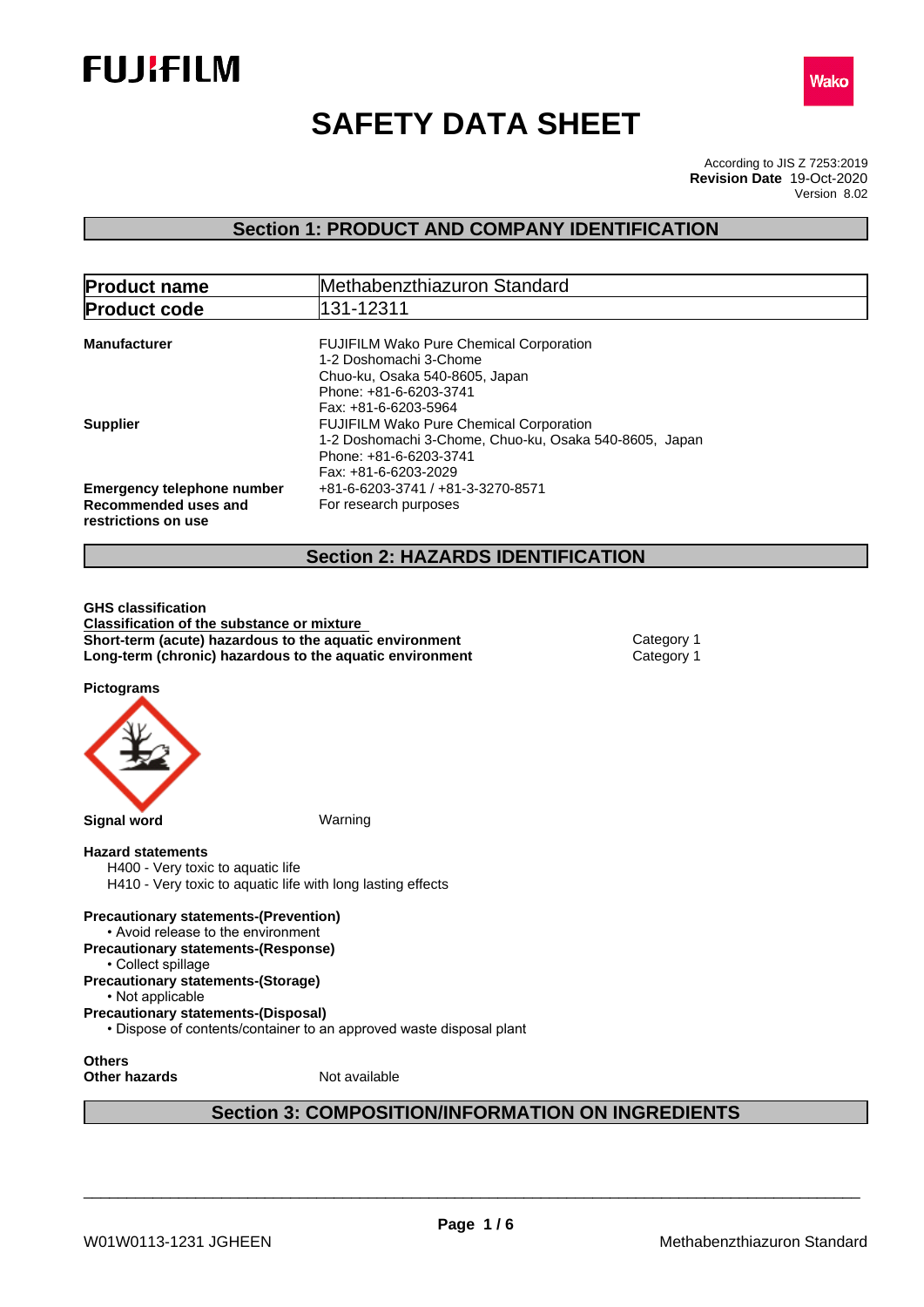FUJIFILM

Wako

# SAFETY DATA SHEET

According to JIS Z 7253:2019
**Revision Date** 19-Oct-2020
Version 8.02

## Section 1: PRODUCT AND COMPANY IDENTIFICATION

| **Product name** | Methabenzthiazuron Standard |
|---|---|
| **Product code** | 131-12311 |

**Manufacturer**
FUJIFILM Wako Pure Chemical Corporation
1-2 Doshomachi 3-Chome
Chuo-ku, Osaka 540-8605, Japan
Phone: +81-6-6203-3741
Fax: +81-6-6203-5964

**Supplier**
FUJIFILM Wako Pure Chemical Corporation
1-2 Doshomachi 3-Chome, Chuo-ku, Osaka 540-8605, Japan
Phone: +81-6-6203-3741
Fax: +81-6-6203-2029

**Emergency telephone number** +81-6-6203-3741 / +81-3-3270-8571

**Recommended uses and restrictions on use** For research purposes

## Section 2: HAZARDS IDENTIFICATION

**GHS classification**

**Classification of the substance or mixture**

| | |
|---|---|
| **Short-term (acute) hazardous to the aquatic environment** | Category 1 |
| **Long-term (chronic) hazardous to the aquatic environment** | Category 1 |

**Pictograms**

**Signal word** Warning

**Hazard statements**
H400 - Very toxic to aquatic life
H410 - Very toxic to aquatic life with long lasting effects

**Precautionary statements-(Prevention)**
- Avoid release to the environment

**Precautionary statements-(Response)**
- Collect spillage

**Precautionary statements-(Storage)**
- Not applicable

**Precautionary statements-(Disposal)**
- Dispose of contents/container to an approved waste disposal plant

**Others**
**Other hazards** Not available

## Section 3: COMPOSITION/INFORMATION ON INGREDIENTS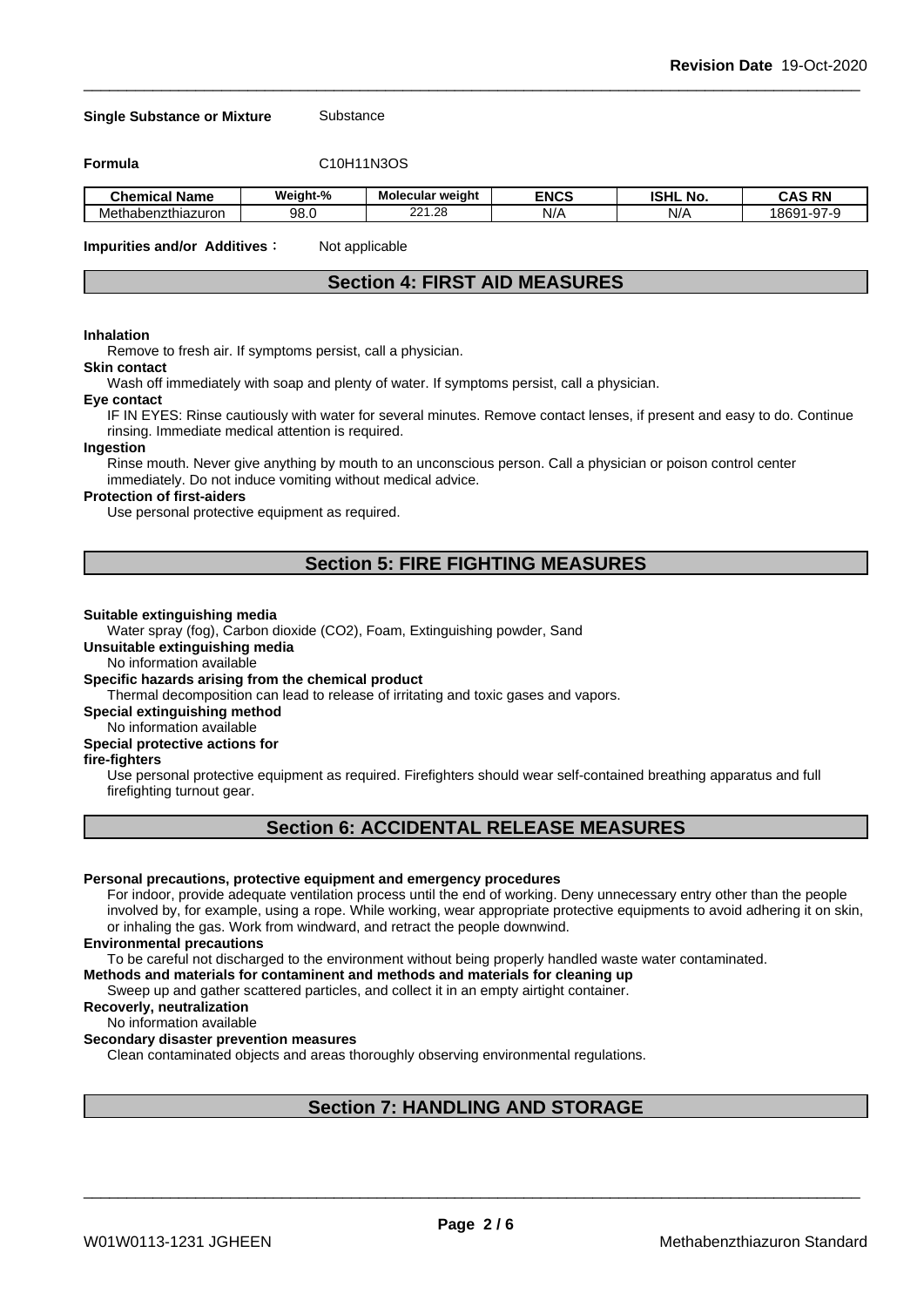**Single Substance or Mixture** Substance

**Formula** C10H11N3OS

| Chemical Name | Weight-% | Molecular weight | ENCS | ISHL No. | CAS RN |
|---|---|---|---|---|---|
| Methabenzthiazuron | 98.0 | 221.28 | N/A | N/A | 18691-97-9 |

**Impurities and/or Additives**： Not applicable

## Section 4: FIRST AID MEASURES

**Inhalation**

Remove to fresh air. If symptoms persist, call a physician.

**Skin contact**

Wash off immediately with soap and plenty of water. If symptoms persist, call a physician.

**Eye contact**

IF IN EYES: Rinse cautiously with water for several minutes. Remove contact lenses, if present and easy to do. Continue rinsing. Immediate medical attention is required.

**Ingestion**

Rinse mouth. Never give anything by mouth to an unconscious person. Call a physician or poison control center immediately. Do not induce vomiting without medical advice.

**Protection of first-aiders**

Use personal protective equipment as required.

## Section 5: FIRE FIGHTING MEASURES

**Suitable extinguishing media**

Water spray (fog), Carbon dioxide ($CO_2$), Foam, Extinguishing powder, Sand

**Unsuitable extinguishing media**

No information available

**Specific hazards arising from the chemical product**

Thermal decomposition can lead to release of irritating and toxic gases and vapors.

**Special extinguishing method**

No information available

**Special protective actions for fire-fighters**

Use personal protective equipment as required. Firefighters should wear self-contained breathing apparatus and full firefighting turnout gear.

## Section 6: ACCIDENTAL RELEASE MEASURES

**Personal precautions, protective equipment and emergency procedures**

For indoor, provide adequate ventilation process until the end of working. Deny unnecessary entry other than the people involved by, for example, using a rope. While working, wear appropriate protective equipments to avoid adhering it on skin, or inhaling the gas. Work from windward, and retract the people downwind.

**Environmental precautions**

To be careful not discharged to the environment without being properly handled waste water contaminated.

**Methods and materials for contaminent and methods and materials for cleaning up**

Sweep up and gather scattered particles, and collect it in an empty airtight container.

**Recoverly, neutralization**

No information available

**Secondary disaster prevention measures**

Clean contaminated objects and areas thoroughly observing environmental regulations.

## Section 7: HANDLING AND STORAGE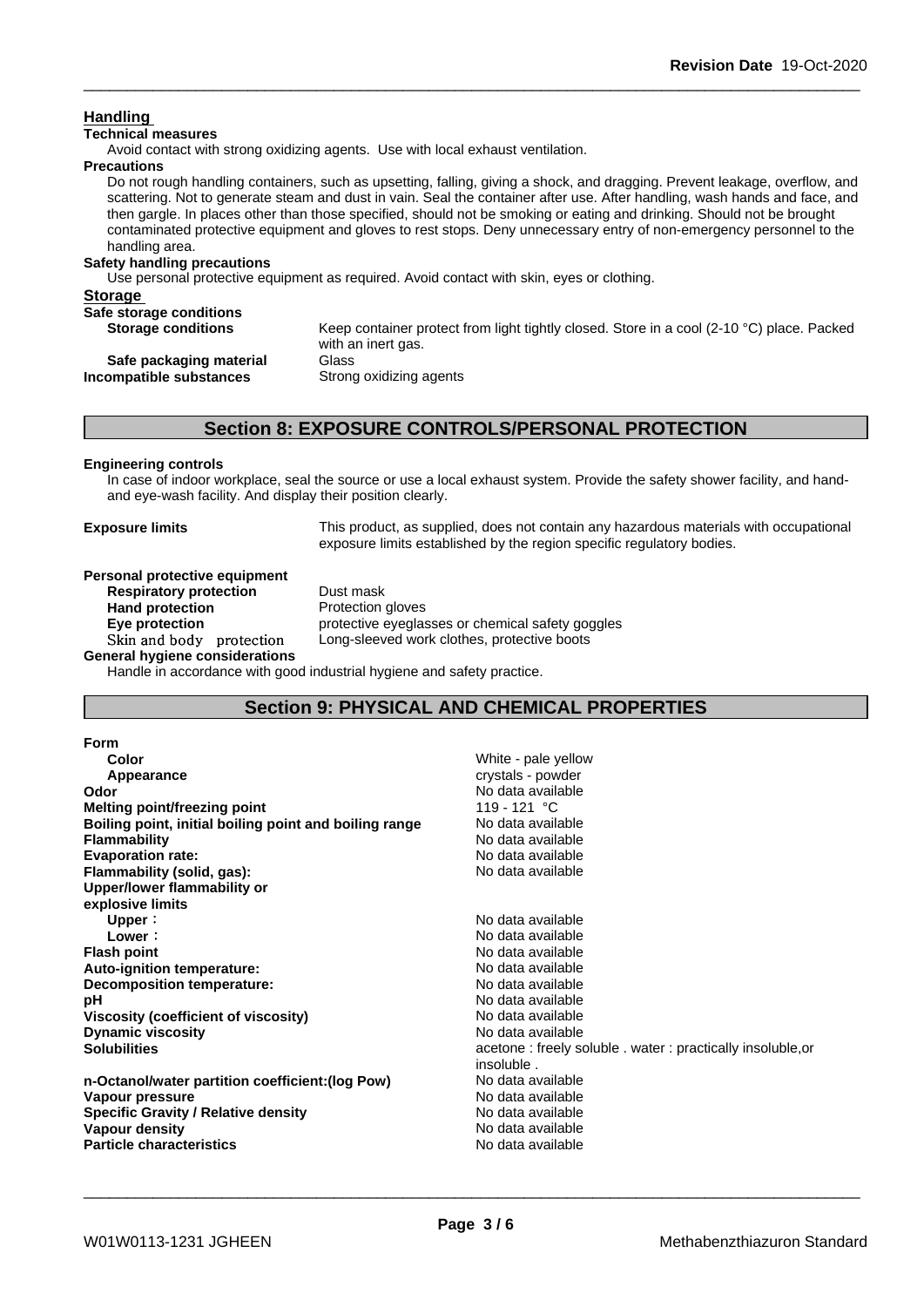## Handling

**Technical measures**

Avoid contact with strong oxidizing agents. Use with local exhaust ventilation.

**Precautions**

Do not rough handling containers, such as upsetting, falling, giving a shock, and dragging. Prevent leakage, overflow, and scattering. Not to generate steam and dust in vain. Seal the container after use. After handling, wash hands and face, and then gargle. In places other than those specified, should not be smoking or eating and drinking. Should not be brought contaminated protective equipment and gloves to rest stops. Deny unnecessary entry of non-emergency personnel to the handling area.

**Safety handling precautions**

Use personal protective equipment as required. Avoid contact with skin, eyes or clothing.

## Storage

**Safe storage conditions**

| | |
|---|---|
| **Storage conditions** | Keep container protect from light tightly closed. Store in a cool (2-10 °C) place. Packed with an inert gas. |
| **Safe packaging material** | Glass |
| **Incompatible substances** | Strong oxidizing agents |

# Section 8: EXPOSURE CONTROLS/PERSONAL PROTECTION

**Engineering controls**

In case of indoor workplace, seal the source or use a local exhaust system. Provide the safety shower facility, and hand-and eye-wash facility. And display their position clearly.

| | |
|---|---|
| **Exposure limits** | This product, as supplied, does not contain any hazardous materials with occupational exposure limits established by the region specific regulatory bodies. |

**Personal protective equipment**

| | |
|---|---|
| **Respiratory protection** | Dust mask |
| **Hand protection** | Protection gloves |
| **Eye protection** | protective eyeglasses or chemical safety goggles |
| Skin and body protection | Long-sleeved work clothes, protective boots |

**General hygiene considerations**

Handle in accordance with good industrial hygiene and safety practice.

# Section 9: PHYSICAL AND CHEMICAL PROPERTIES

**Form**

| | |
|---|---|
| **Color** | White - pale yellow |
| **Appearance** | crystals - powder |
| **Odor** | No data available |
| **Melting point/freezing point** | 119 - 121 °C |
| **Boiling point, initial boiling point and boiling range** | No data available |
| **Flammability** | No data available |
| **Evaporation rate:** | No data available |
| **Flammability (solid, gas):** | No data available |
| **Upper/lower flammability or explosive limits** | |
| **Upper**： | No data available |
| **Lower**： | No data available |
| **Flash point** | No data available |
| **Auto-ignition temperature:** | No data available |
| **Decomposition temperature:** | No data available |
| **pH** | No data available |
| **Viscosity (coefficient of viscosity)** | No data available |
| **Dynamic viscosity** | No data available |
| **Solubilities** | acetone : freely soluble . water : practically insoluble,or insoluble . |
| **n-Octanol/water partition coefficient:(log Pow)** | No data available |
| **Vapour pressure** | No data available |
| **Specific Gravity / Relative density** | No data available |
| **Vapour density** | No data available |
| **Particle characteristics** | No data available |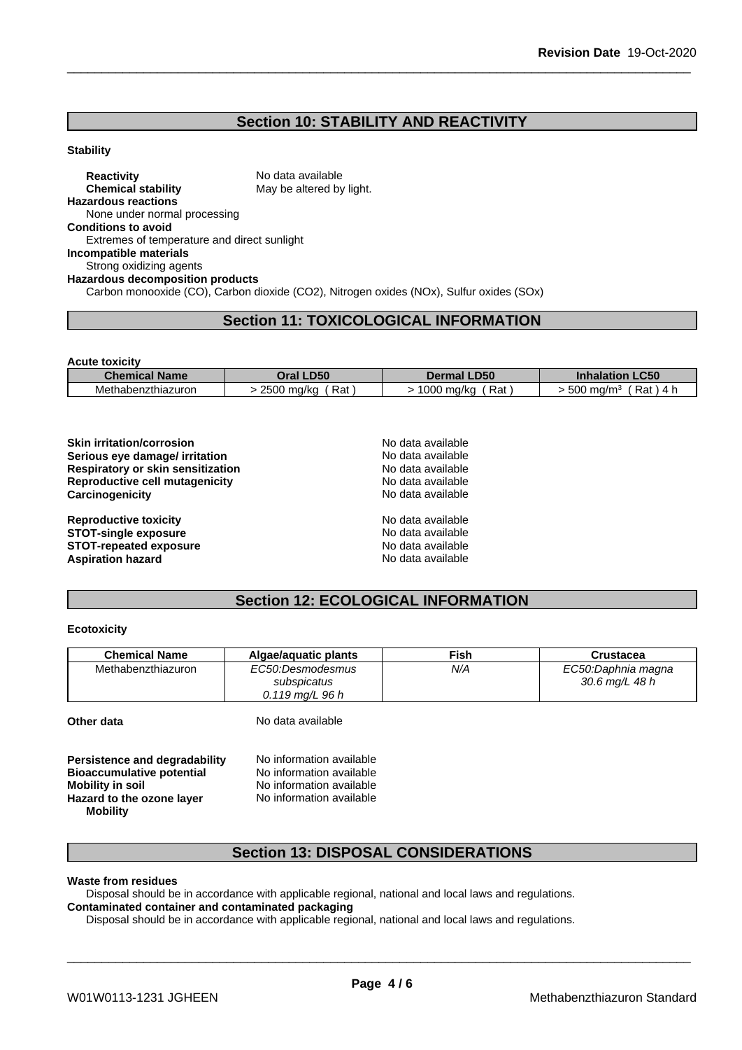## Section 10: STABILITY AND REACTIVITY

**Stability**

**Reactivity** No data available
**Chemical stability** May be altered by light.

**Hazardous reactions**
None under normal processing

**Conditions to avoid**
Extremes of temperature and direct sunlight

**Incompatible materials**
Strong oxidizing agents

**Hazardous decomposition products**
Carbon monooxide (CO), Carbon dioxide (CO2), Nitrogen oxides (NOx), Sulfur oxides (SOx)

## Section 11: TOXICOLOGICAL INFORMATION

**Acute toxicity**

| Chemical Name | Oral LD50 | Dermal LD50 | Inhalation LC50 |
|---|---|---|---|
| Methabenzthiazuron | > 2500 mg/kg ( Rat ) | > 1000 mg/kg ( Rat ) | > 500 mg/m³ ( Rat ) 4 h |

**Skin irritation/corrosion** No data available
**Serious eye damage/ irritation** No data available
**Respiratory or skin sensitization** No data available
**Reproductive cell mutagenicity** No data available
**Carcinogenicity** No data available

**Reproductive toxicity** No data available
**STOT-single exposure** No data available
**STOT-repeated exposure** No data available
**Aspiration hazard** No data available

## Section 12: ECOLOGICAL INFORMATION

**Ecotoxicity**

| Chemical Name | Algae/aquatic plants | Fish | Crustacea |
|---|---|---|---|
| Methabenzthiazuron | *EC50:Desmodesmus subspicatus 0.119 mg/L 96 h* | *N/A* | *EC50:Daphnia magna 30.6 mg/L 48 h* |

**Other data** No data available

**Persistence and degradability** No information available
**Bioaccumulative potential** No information available
**Mobility in soil** No information available
**Hazard to the ozone layer** No information available
**Mobility**

## Section 13: DISPOSAL CONSIDERATIONS

**Waste from residues**
Disposal should be in accordance with applicable regional, national and local laws and regulations.

**Contaminated container and contaminated packaging**
Disposal should be in accordance with applicable regional, national and local laws and regulations.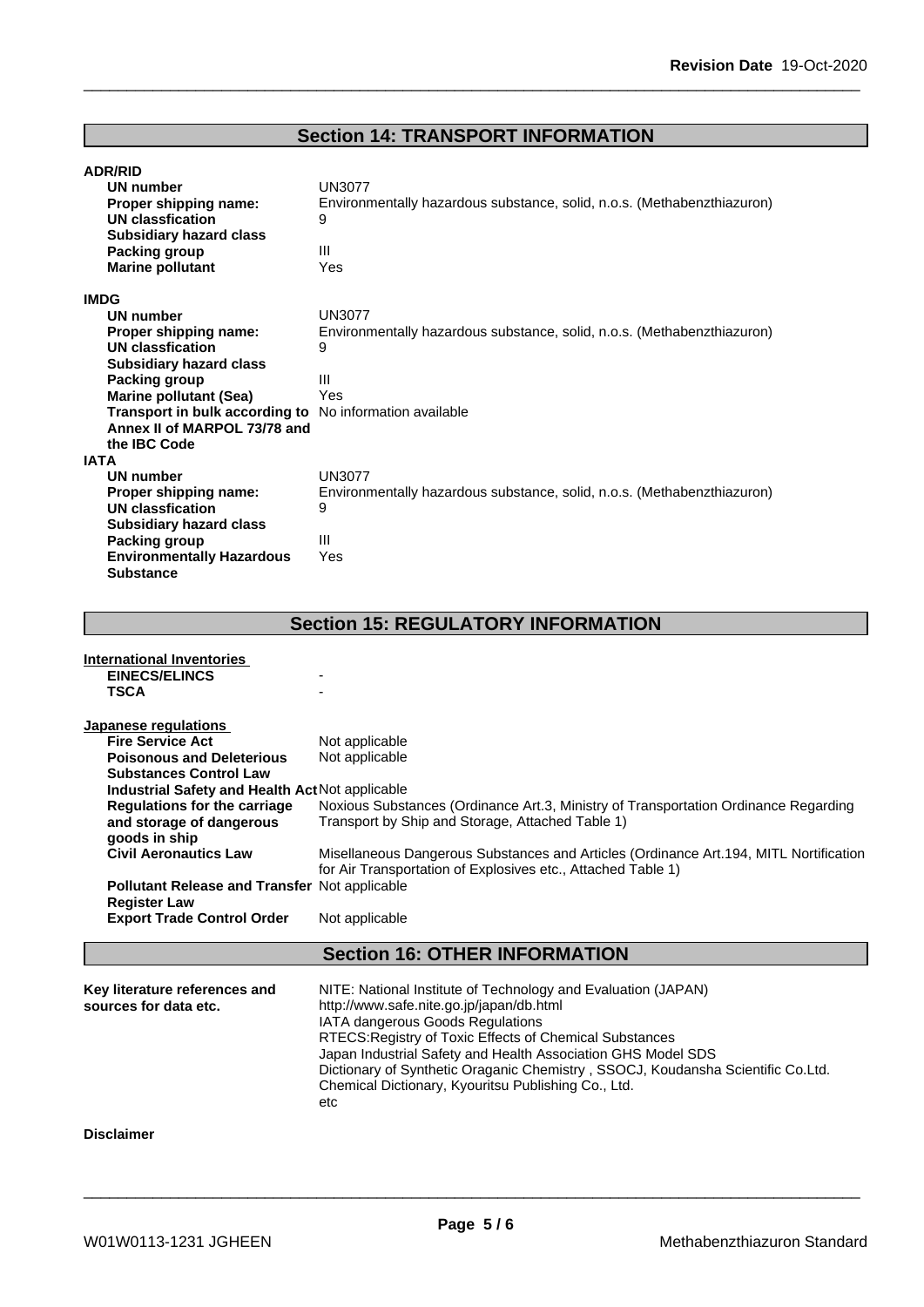## Section 14: TRANSPORT INFORMATION

**ADR/RID**

| | |
|---|---|
| **UN number** | UN3077 |
| **Proper shipping name:** | Environmentally hazardous substance, solid, n.o.s. (Methabenzthiazuron) |
| **UN classfication** | 9 |
| **Subsidiary hazard class** | |
| **Packing group** | III |
| **Marine pollutant** | Yes |

**IMDG**

| | |
|---|---|
| **UN number** | UN3077 |
| **Proper shipping name:** | Environmentally hazardous substance, solid, n.o.s. (Methabenzthiazuron) |
| **UN classfication** | 9 |
| **Subsidiary hazard class** | |
| **Packing group** | III |
| **Marine pollutant (Sea)** | Yes |
| **Transport in bulk according to Annex II of MARPOL 73/78 and the IBC Code** | No information available |

**IATA**

| | |
|---|---|
| **UN number** | UN3077 |
| **Proper shipping name:** | Environmentally hazardous substance, solid, n.o.s. (Methabenzthiazuron) |
| **UN classfication** | 9 |
| **Subsidiary hazard class** | |
| **Packing group** | III |
| **Environmentally Hazardous Substance** | Yes |

## Section 15: REGULATORY INFORMATION

**International Inventories**

| | |
|---|---|
| **EINECS/ELINCS** | - |
| **TSCA** | - |

**Japanese regulations**

| | |
|---|---|
| **Fire Service Act** | Not applicable |
| **Poisonous and Deleterious Substances Control Law** | Not applicable |
| **Industrial Safety and Health Act** | Not applicable |
| **Regulations for the carriage and storage of dangerous goods in ship** | Noxious Substances (Ordinance Art.3, Ministry of Transportation Ordinance Regarding Transport by Ship and Storage, Attached Table 1) |
| **Civil Aeronautics Law** | Misellaneous Dangerous Substances and Articles (Ordinance Art.194, MITL Nortification for Air Transportation of Explosives etc., Attached Table 1) |
| **Pollutant Release and Transfer Register Law** | Not applicable |
| **Export Trade Control Order** | Not applicable |

## Section 16: OTHER INFORMATION

**Key literature references and sources for data etc.**

NITE: National Institute of Technology and Evaluation (JAPAN)
http://www.safe.nite.go.jp/japan/db.html
IATA dangerous Goods Regulations
RTECS:Registry of Toxic Effects of Chemical Substances
Japan Industrial Safety and Health Association GHS Model SDS
Dictionary of Synthetic Oraganic Chemistry , SSOCJ, Koudansha Scientific Co.Ltd.
Chemical Dictionary, Kyouritsu Publishing Co., Ltd.
etc

**Disclaimer**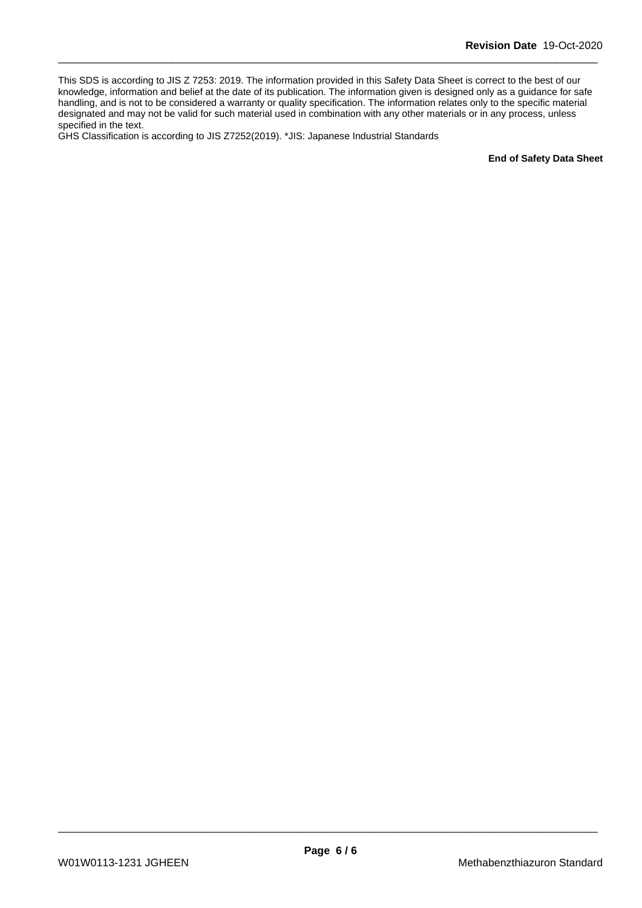This SDS is according to JIS Z 7253: 2019. The information provided in this Safety Data Sheet is correct to the best of our knowledge, information and belief at the date of its publication. The information given is designed only as a guidance for safe handling, and is not to be considered a warranty or quality specification. The information relates only to the specific material designated and may not be valid for such material used in combination with any other materials or in any process, unless specified in the text.
GHS Classification is according to JIS Z7252(2019). *JIS: Japanese Industrial Standards

**End of Safety Data Sheet**